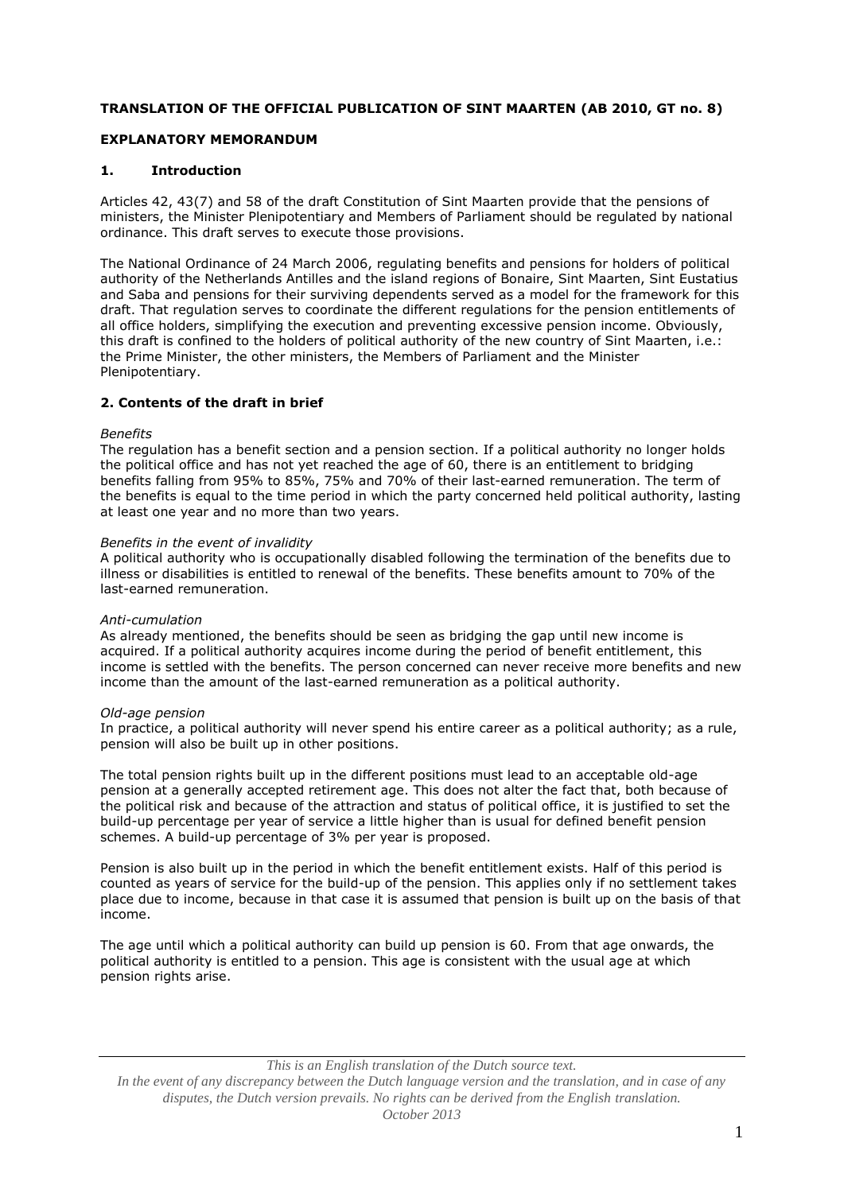**TRANSLATION OF THE OFFICIAL PUBLICATION OF SINT MAARTEN (AB 2010, GT no. 8)**

**EXPLANATORY MEMORANDUM**

## 1. Introduction

Articles 42, 43(7) and 58 of the draft Constitution of Sint Maarten provide that the pensions of ministers, the Minister Plenipotentiary and Members of Parliament should be regulated by national ordinance. This draft serves to execute those provisions.

The National Ordinance of 24 March 2006, regulating benefits and pensions for holders of political authority of the Netherlands Antilles and the island regions of Bonaire, Sint Maarten, Sint Eustatius and Saba and pensions for their surviving dependents served as a model for the framework for this draft. That regulation serves to coordinate the different regulations for the pension entitlements of all office holders, simplifying the execution and preventing excessive pension income. Obviously, this draft is confined to the holders of political authority of the new country of Sint Maarten, i.e.: the Prime Minister, the other ministers, the Members of Parliament and the Minister Plenipotentiary.

## 2. Contents of the draft in brief

*Benefits*

The regulation has a benefit section and a pension section. If a political authority no longer holds the political office and has not yet reached the age of 60, there is an entitlement to bridging benefits falling from 95% to 85%, 75% and 70% of their last-earned remuneration. The term of the benefits is equal to the time period in which the party concerned held political authority, lasting at least one year and no more than two years.

*Benefits in the event of invalidity*

A political authority who is occupationally disabled following the termination of the benefits due to illness or disabilities is entitled to renewal of the benefits. These benefits amount to 70% of the last-earned remuneration.

*Anti-cumulation*

As already mentioned, the benefits should be seen as bridging the gap until new income is acquired. If a political authority acquires income during the period of benefit entitlement, this income is settled with the benefits. The person concerned can never receive more benefits and new income than the amount of the last-earned remuneration as a political authority.

*Old-age pension*

In practice, a political authority will never spend his entire career as a political authority; as a rule, pension will also be built up in other positions.

The total pension rights built up in the different positions must lead to an acceptable old-age pension at a generally accepted retirement age. This does not alter the fact that, both because of the political risk and because of the attraction and status of political office, it is justified to set the build-up percentage per year of service a little higher than is usual for defined benefit pension schemes. A build-up percentage of 3% per year is proposed.

Pension is also built up in the period in which the benefit entitlement exists. Half of this period is counted as years of service for the build-up of the pension. This applies only if no settlement takes place due to income, because in that case it is assumed that pension is built up on the basis of that income.

The age until which a political authority can build up pension is 60. From that age onwards, the political authority is entitled to a pension. This age is consistent with the usual age at which pension rights arise.

*This is an English translation of the Dutch source text.*
*In the event of any discrepancy between the Dutch language version and the translation, and in case of any disputes, the Dutch version prevails. No rights can be derived from the English translation.*
*October 2013*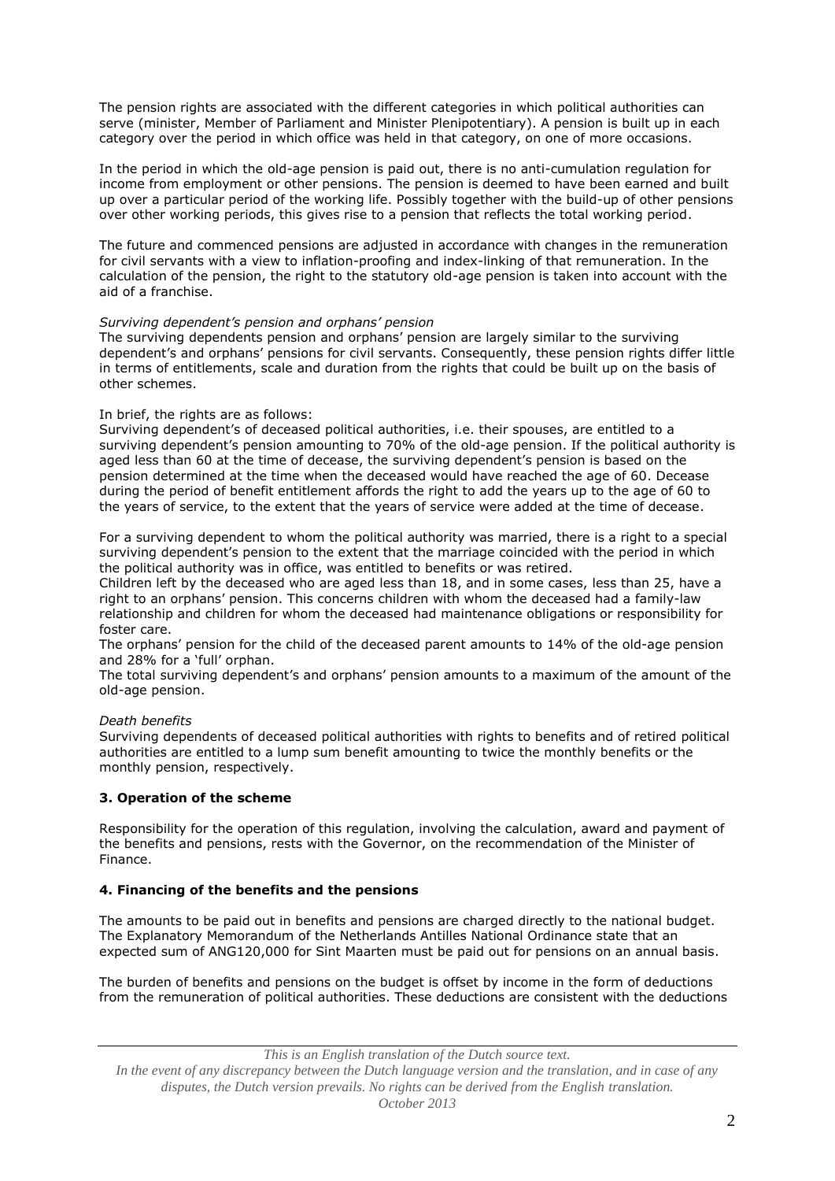The pension rights are associated with the different categories in which political authorities can serve (minister, Member of Parliament and Minister Plenipotentiary). A pension is built up in each category over the period in which office was held in that category, on one of more occasions.

In the period in which the old-age pension is paid out, there is no anti-cumulation regulation for income from employment or other pensions. The pension is deemed to have been earned and built up over a particular period of the working life. Possibly together with the build-up of other pensions over other working periods, this gives rise to a pension that reflects the total working period.

The future and commenced pensions are adjusted in accordance with changes in the remuneration for civil servants with a view to inflation-proofing and index-linking of that remuneration. In the calculation of the pension, the right to the statutory old-age pension is taken into account with the aid of a franchise.

*Surviving dependent's pension and orphans' pension*

The surviving dependents pension and orphans' pension are largely similar to the surviving dependent's and orphans' pensions for civil servants. Consequently, these pension rights differ little in terms of entitlements, scale and duration from the rights that could be built up on the basis of other schemes.

In brief, the rights are as follows:

Surviving dependent's of deceased political authorities, i.e. their spouses, are entitled to a surviving dependent's pension amounting to 70% of the old-age pension. If the political authority is aged less than 60 at the time of decease, the surviving dependent's pension is based on the pension determined at the time when the deceased would have reached the age of 60. Decease during the period of benefit entitlement affords the right to add the years up to the age of 60 to the years of service, to the extent that the years of service were added at the time of decease.

For a surviving dependent to whom the political authority was married, there is a right to a special surviving dependent's pension to the extent that the marriage coincided with the period in which the political authority was in office, was entitled to benefits or was retired.

Children left by the deceased who are aged less than 18, and in some cases, less than 25, have a right to an orphans' pension. This concerns children with whom the deceased had a family-law relationship and children for whom the deceased had maintenance obligations or responsibility for foster care.

The orphans' pension for the child of the deceased parent amounts to 14% of the old-age pension and 28% for a 'full' orphan.

The total surviving dependent's and orphans' pension amounts to a maximum of the amount of the old-age pension.

*Death benefits*

Surviving dependents of deceased political authorities with rights to benefits and of retired political authorities are entitled to a lump sum benefit amounting to twice the monthly benefits or the monthly pension, respectively.

### 3. Operation of the scheme

Responsibility for the operation of this regulation, involving the calculation, award and payment of the benefits and pensions, rests with the Governor, on the recommendation of the Minister of Finance.

### 4. Financing of the benefits and the pensions

The amounts to be paid out in benefits and pensions are charged directly to the national budget. The Explanatory Memorandum of the Netherlands Antilles National Ordinance state that an expected sum of ANG120,000 for Sint Maarten must be paid out for pensions on an annual basis.

The burden of benefits and pensions on the budget is offset by income in the form of deductions from the remuneration of political authorities. These deductions are consistent with the deductions

*This is an English translation of the Dutch source text. In the event of any discrepancy between the Dutch language version and the translation, and in case of any disputes, the Dutch version prevails. No rights can be derived from the English translation. October 2013*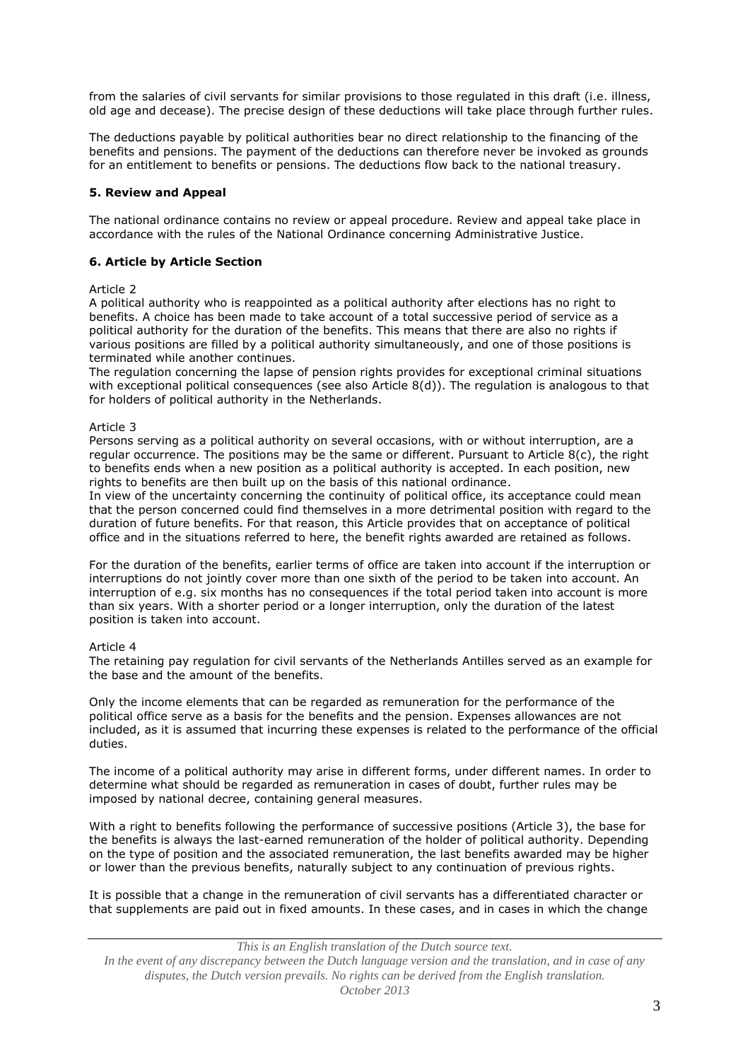from the salaries of civil servants for similar provisions to those regulated in this draft (i.e. illness, old age and decease). The precise design of these deductions will take place through further rules.

The deductions payable by political authorities bear no direct relationship to the financing of the benefits and pensions. The payment of the deductions can therefore never be invoked as grounds for an entitlement to benefits or pensions. The deductions flow back to the national treasury.

### 5. Review and Appeal

The national ordinance contains no review or appeal procedure. Review and appeal take place in accordance with the rules of the National Ordinance concerning Administrative Justice.

### 6. Article by Article Section

Article 2

A political authority who is reappointed as a political authority after elections has no right to benefits. A choice has been made to take account of a total successive period of service as a political authority for the duration of the benefits. This means that there are also no rights if various positions are filled by a political authority simultaneously, and one of those positions is terminated while another continues.

The regulation concerning the lapse of pension rights provides for exceptional criminal situations with exceptional political consequences (see also Article 8(d)). The regulation is analogous to that for holders of political authority in the Netherlands.

Article 3

Persons serving as a political authority on several occasions, with or without interruption, are a regular occurrence. The positions may be the same or different. Pursuant to Article 8(c), the right to benefits ends when a new position as a political authority is accepted. In each position, new rights to benefits are then built up on the basis of this national ordinance.

In view of the uncertainty concerning the continuity of political office, its acceptance could mean that the person concerned could find themselves in a more detrimental position with regard to the duration of future benefits. For that reason, this Article provides that on acceptance of political office and in the situations referred to here, the benefit rights awarded are retained as follows.

For the duration of the benefits, earlier terms of office are taken into account if the interruption or interruptions do not jointly cover more than one sixth of the period to be taken into account. An interruption of e.g. six months has no consequences if the total period taken into account is more than six years. With a shorter period or a longer interruption, only the duration of the latest position is taken into account.

Article 4

The retaining pay regulation for civil servants of the Netherlands Antilles served as an example for the base and the amount of the benefits.

Only the income elements that can be regarded as remuneration for the performance of the political office serve as a basis for the benefits and the pension. Expenses allowances are not included, as it is assumed that incurring these expenses is related to the performance of the official duties.

The income of a political authority may arise in different forms, under different names. In order to determine what should be regarded as remuneration in cases of doubt, further rules may be imposed by national decree, containing general measures.

With a right to benefits following the performance of successive positions (Article 3), the base for the benefits is always the last-earned remuneration of the holder of political authority. Depending on the type of position and the associated remuneration, the last benefits awarded may be higher or lower than the previous benefits, naturally subject to any continuation of previous rights.

It is possible that a change in the remuneration of civil servants has a differentiated character or that supplements are paid out in fixed amounts. In these cases, and in cases in which the change

*This is an English translation of the Dutch source text.*
*In the event of any discrepancy between the Dutch language version and the translation, and in case of any disputes, the Dutch version prevails. No rights can be derived from the English translation.*
*October 2013*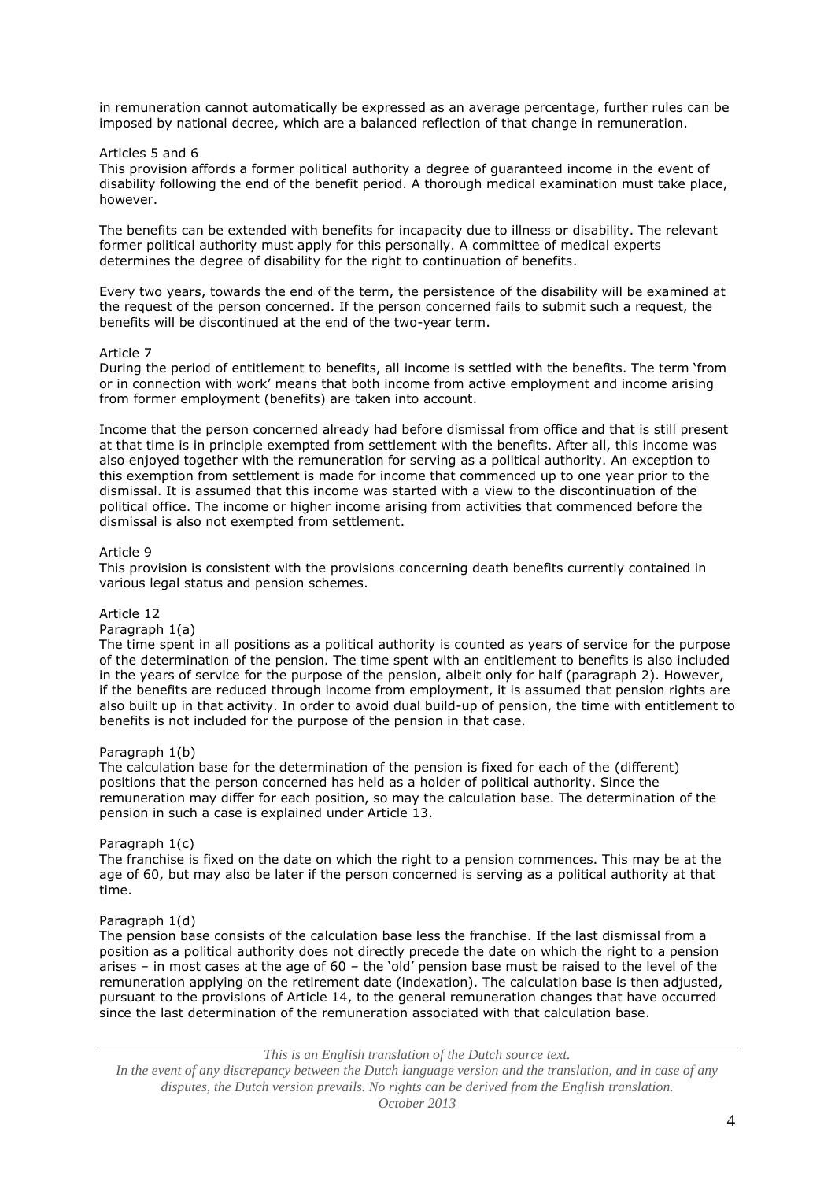in remuneration cannot automatically be expressed as an average percentage, further rules can be imposed by national decree, which are a balanced reflection of that change in remuneration.

Articles 5 and 6

This provision affords a former political authority a degree of guaranteed income in the event of disability following the end of the benefit period. A thorough medical examination must take place, however.

The benefits can be extended with benefits for incapacity due to illness or disability. The relevant former political authority must apply for this personally. A committee of medical experts determines the degree of disability for the right to continuation of benefits.

Every two years, towards the end of the term, the persistence of the disability will be examined at the request of the person concerned. If the person concerned fails to submit such a request, the benefits will be discontinued at the end of the two-year term.

Article 7

During the period of entitlement to benefits, all income is settled with the benefits. The term 'from or in connection with work' means that both income from active employment and income arising from former employment (benefits) are taken into account.

Income that the person concerned already had before dismissal from office and that is still present at that time is in principle exempted from settlement with the benefits. After all, this income was also enjoyed together with the remuneration for serving as a political authority. An exception to this exemption from settlement is made for income that commenced up to one year prior to the dismissal. It is assumed that this income was started with a view to the discontinuation of the political office. The income or higher income arising from activities that commenced before the dismissal is also not exempted from settlement.

Article 9

This provision is consistent with the provisions concerning death benefits currently contained in various legal status and pension schemes.

Article 12

Paragraph 1(a)

The time spent in all positions as a political authority is counted as years of service for the purpose of the determination of the pension. The time spent with an entitlement to benefits is also included in the years of service for the purpose of the pension, albeit only for half (paragraph 2). However, if the benefits are reduced through income from employment, it is assumed that pension rights are also built up in that activity. In order to avoid dual build-up of pension, the time with entitlement to benefits is not included for the purpose of the pension in that case.

Paragraph 1(b)

The calculation base for the determination of the pension is fixed for each of the (different) positions that the person concerned has held as a holder of political authority. Since the remuneration may differ for each position, so may the calculation base. The determination of the pension in such a case is explained under Article 13.

Paragraph 1(c)

The franchise is fixed on the date on which the right to a pension commences. This may be at the age of 60, but may also be later if the person concerned is serving as a political authority at that time.

Paragraph 1(d)

The pension base consists of the calculation base less the franchise. If the last dismissal from a position as a political authority does not directly precede the date on which the right to a pension arises – in most cases at the age of 60 – the 'old' pension base must be raised to the level of the remuneration applying on the retirement date (indexation). The calculation base is then adjusted, pursuant to the provisions of Article 14, to the general remuneration changes that have occurred since the last determination of the remuneration associated with that calculation base.

*This is an English translation of the Dutch source text.*
*In the event of any discrepancy between the Dutch language version and the translation, and in case of any disputes, the Dutch version prevails. No rights can be derived from the English translation.*
*October 2013*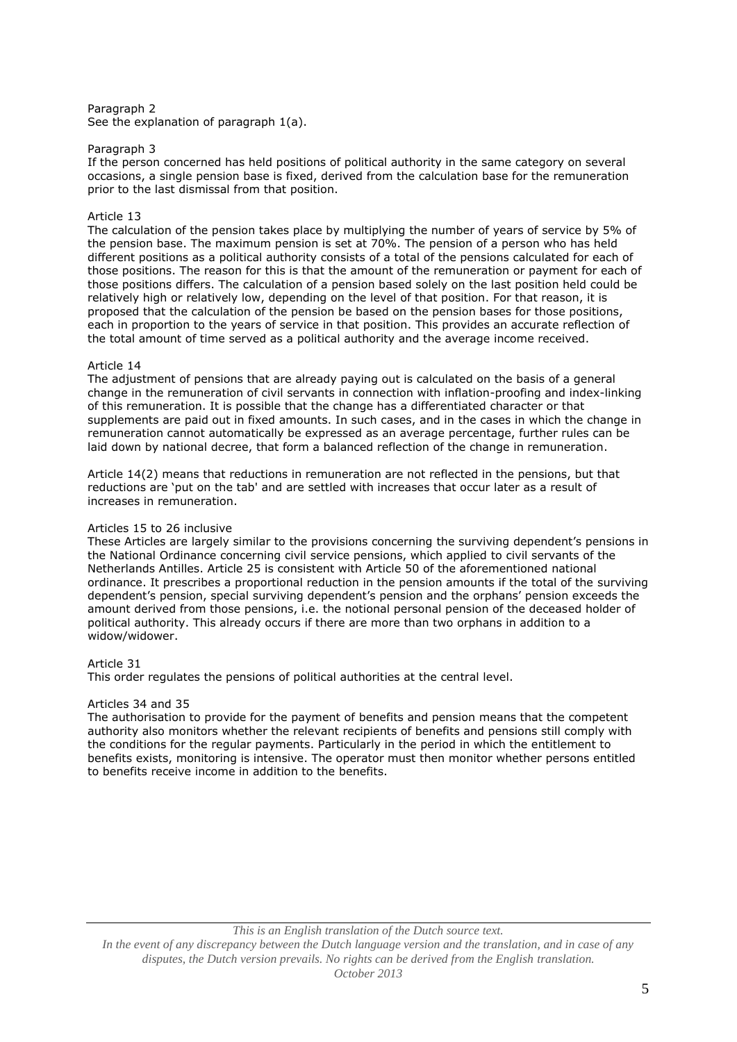Paragraph 2
See the explanation of paragraph 1(a).

Paragraph 3
If the person concerned has held positions of political authority in the same category on several occasions, a single pension base is fixed, derived from the calculation base for the remuneration prior to the last dismissal from that position.

Article 13
The calculation of the pension takes place by multiplying the number of years of service by 5% of the pension base. The maximum pension is set at 70%. The pension of a person who has held different positions as a political authority consists of a total of the pensions calculated for each of those positions. The reason for this is that the amount of the remuneration or payment for each of those positions differs. The calculation of a pension based solely on the last position held could be relatively high or relatively low, depending on the level of that position. For that reason, it is proposed that the calculation of the pension be based on the pension bases for those positions, each in proportion to the years of service in that position. This provides an accurate reflection of the total amount of time served as a political authority and the average income received.

Article 14
The adjustment of pensions that are already paying out is calculated on the basis of a general change in the remuneration of civil servants in connection with inflation-proofing and index-linking of this remuneration. It is possible that the change has a differentiated character or that supplements are paid out in fixed amounts. In such cases, and in the cases in which the change in remuneration cannot automatically be expressed as an average percentage, further rules can be laid down by national decree, that form a balanced reflection of the change in remuneration.

Article 14(2) means that reductions in remuneration are not reflected in the pensions, but that reductions are 'put on the tab' and are settled with increases that occur later as a result of increases in remuneration.

Articles 15 to 26 inclusive
These Articles are largely similar to the provisions concerning the surviving dependent's pensions in the National Ordinance concerning civil service pensions, which applied to civil servants of the Netherlands Antilles. Article 25 is consistent with Article 50 of the aforementioned national ordinance. It prescribes a proportional reduction in the pension amounts if the total of the surviving dependent's pension, special surviving dependent's pension and the orphans' pension exceeds the amount derived from those pensions, i.e. the notional personal pension of the deceased holder of political authority. This already occurs if there are more than two orphans in addition to a widow/widower.

Article 31
This order regulates the pensions of political authorities at the central level.

Articles 34 and 35
The authorisation to provide for the payment of benefits and pension means that the competent authority also monitors whether the relevant recipients of benefits and pensions still comply with the conditions for the regular payments. Particularly in the period in which the entitlement to benefits exists, monitoring is intensive. The operator must then monitor whether persons entitled to benefits receive income in addition to the benefits.

*This is an English translation of the Dutch source text.*
*In the event of any discrepancy between the Dutch language version and the translation, and in case of any disputes, the Dutch version prevails. No rights can be derived from the English translation.*
*October 2013*